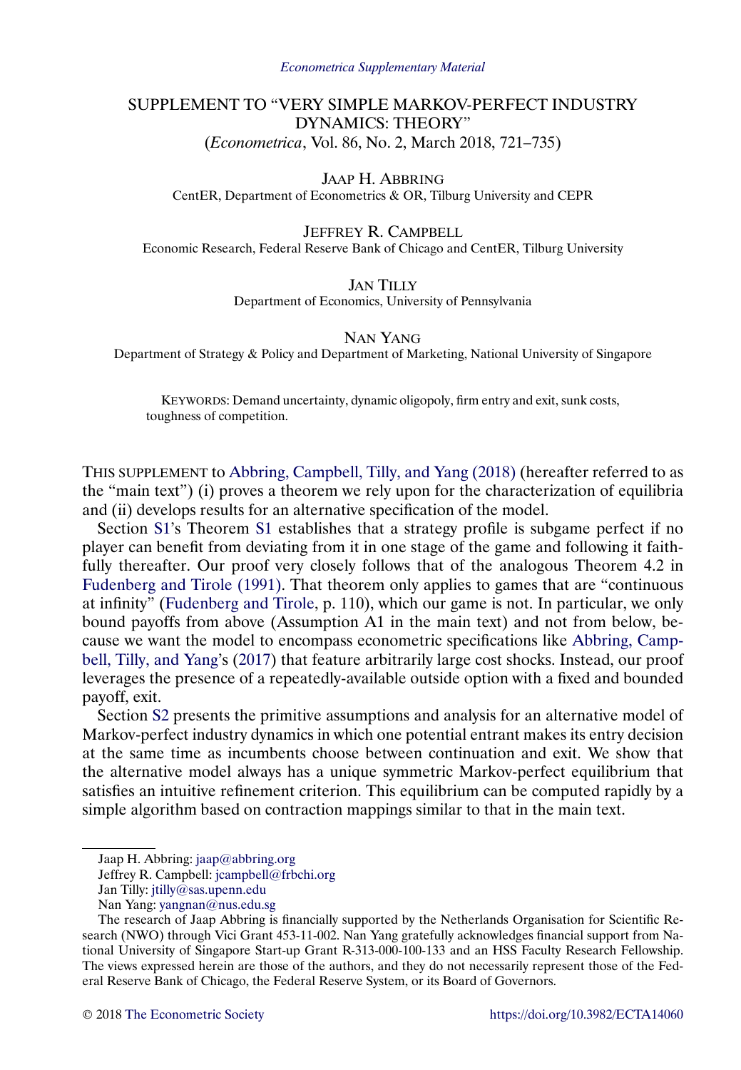*Econometrica Supplementary Material*

# SUPPLEMENT TO "VERY SIMPLE MARKOV-PERFECT INDUSTRY DYNAMICS: THEORY"

(*Econometrica*, Vol. 86, No. 2, March 2018, 721–735)

JAAP H. ABBRING
CentER, Department of Econometrics & OR, Tilburg University and CEPR

JEFFREY R. CAMPBELL
Economic Research, Federal Reserve Bank of Chicago and CentER, Tilburg University

JAN TILLY
Department of Economics, University of Pennsylvania

NAN YANG
Department of Strategy & Policy and Department of Marketing, National University of Singapore

KEYWORDS: Demand uncertainty, dynamic oligopoly, firm entry and exit, sunk costs, toughness of competition.

THIS SUPPLEMENT to Abbring, Campbell, Tilly, and Yang (2018) (hereafter referred to as the "main text") (i) proves a theorem we rely upon for the characterization of equilibria and (ii) develops results for an alternative specification of the model.

Section S1's Theorem S1 establishes that a strategy profile is subgame perfect if no player can benefit from deviating from it in one stage of the game and following it faithfully thereafter. Our proof very closely follows that of the analogous Theorem 4.2 in Fudenberg and Tirole (1991). That theorem only applies to games that are "continuous at infinity" (Fudenberg and Tirole, p. 110), which our game is not. In particular, we only bound payoffs from above (Assumption A1 in the main text) and not from below, because we want the model to encompass econometric specifications like Abbring, Campbell, Tilly, and Yang's (2017) that feature arbitrarily large cost shocks. Instead, our proof leverages the presence of a repeatedly-available outside option with a fixed and bounded payoff, exit.

Section S2 presents the primitive assumptions and analysis for an alternative model of Markov-perfect industry dynamics in which one potential entrant makes its entry decision at the same time as incumbents choose between continuation and exit. We show that the alternative model always has a unique symmetric Markov-perfect equilibrium that satisfies an intuitive refinement criterion. This equilibrium can be computed rapidly by a simple algorithm based on contraction mappings similar to that in the main text.

---

Jaap H. Abbring: jaap@abbring.org

Jeffrey R. Campbell: jcampbell@frbchi.org

Jan Tilly: jtilly@sas.upenn.edu

Nan Yang: yangnan@nus.edu.sg

The research of Jaap Abbring is financially supported by the Netherlands Organisation for Scientific Research (NWO) through Vici Grant 453-11-002. Nan Yang gratefully acknowledges financial support from National University of Singapore Start-up Grant R-313-000-100-133 and an HSS Faculty Research Fellowship. The views expressed herein are those of the authors, and they do not necessarily represent those of the Federal Reserve Bank of Chicago, the Federal Reserve System, or its Board of Governors.

© 2018 The Econometric Society https://doi.org/10.3982/ECTA14060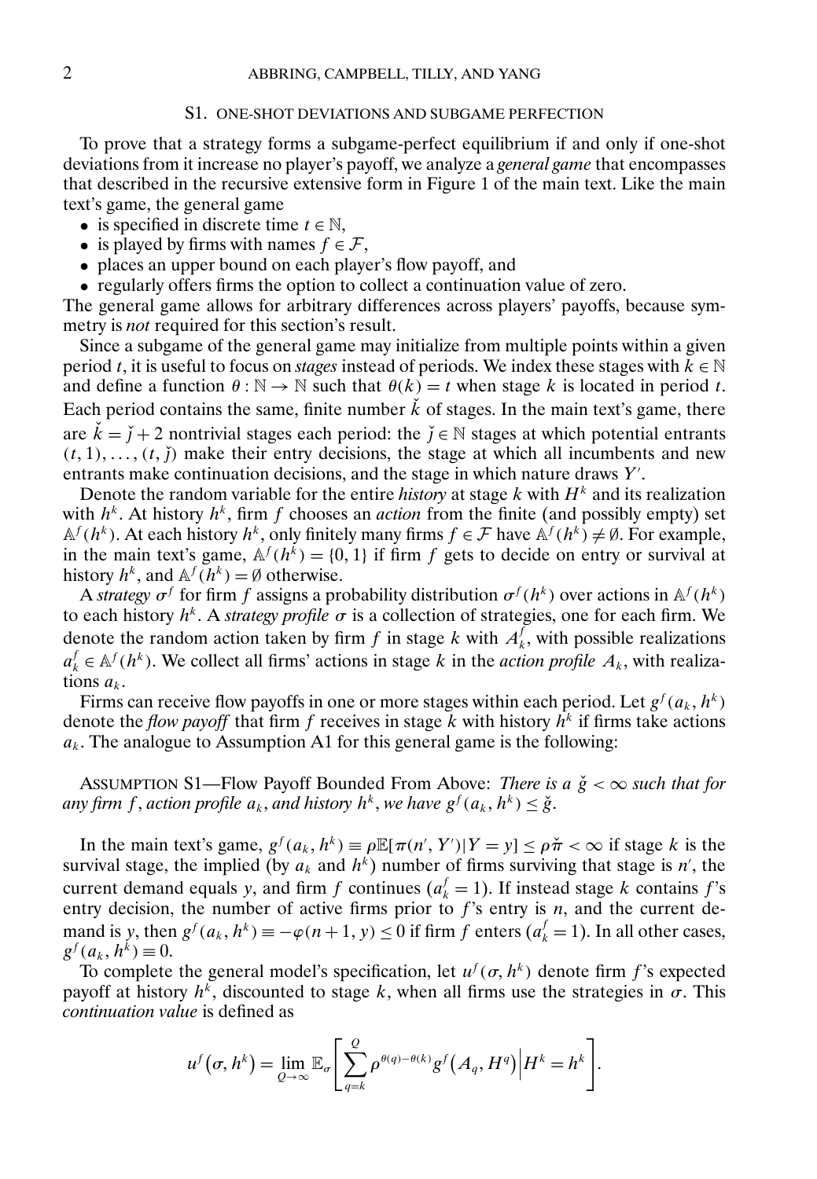## S1. ONE-SHOT DEVIATIONS AND SUBGAME PERFECTION

To prove that a strategy forms a subgame-perfect equilibrium if and only if one-shot deviations from it increase no player's payoff, we analyze a *general game* that encompasses that described in the recursive extensive form in Figure 1 of the main text. Like the main text's game, the general game

- is specified in discrete time $t \in \mathbb{N}$,
- is played by firms with names $f \in \mathcal{F}$,
- places an upper bound on each player's flow payoff, and
- regularly offers firms the option to collect a continuation value of zero.

The general game allows for arbitrary differences across players' payoffs, because symmetry is *not* required for this section's result.

Since a subgame of the general game may initialize from multiple points within a given period $t$, it is useful to focus on *stages* instead of periods. We index these stages with $k \in \mathbb{N}$ and define a function $\theta : \mathbb{N} \to \mathbb{N}$ such that $\theta(k) = t$ when stage $k$ is located in period $t$. Each period contains the same, finite number $\check{k}$ of stages. In the main text's game, there are $\check{k} = \check{j} + 2$ nontrivial stages each period: the $\check{j} \in \mathbb{N}$ stages at which potential entrants $(t, 1), \dots, (t, \check{j})$ make their entry decisions, the stage at which all incumbents and new entrants make continuation decisions, and the stage in which nature draws $Y'$.

Denote the random variable for the entire *history* at stage $k$ with $H^k$ and its realization with $h^k$. At history $h^k$, firm $f$ chooses an *action* from the finite (and possibly empty) set $\mathbb{A}^f(h^k)$. At each history $h^k$, only finitely many firms $f \in \mathcal{F}$ have $\mathbb{A}^f(h^k) \neq \emptyset$. For example, in the main text's game, $\mathbb{A}^f(h^k) = \{0, 1\}$ if firm $f$ gets to decide on entry or survival at history $h^k$, and $\mathbb{A}^f(h^k) = \emptyset$ otherwise.

A *strategy* $\sigma^f$ for firm $f$ assigns a probability distribution $\sigma^f(h^k)$ over actions in $\mathbb{A}^f(h^k)$ to each history $h^k$. A *strategy profile* $\sigma$ is a collection of strategies, one for each firm. We denote the random action taken by firm $f$ in stage $k$ with $A_k^f$, with possible realizations $a_k^f \in \mathbb{A}^f(h^k)$. We collect all firms' actions in stage $k$ in the *action profile* $A_k$, with realizations $a_k$.

Firms can receive flow payoffs in one or more stages within each period. Let $g^f(a_k, h^k)$ denote the *flow payoff* that firm $f$ receives in stage $k$ with history $h^k$ if firms take actions $a_k$. The analogue to Assumption A1 for this general game is the following:

ASSUMPTION S1—Flow Payoff Bounded From Above: *There is a $\check{g} < \infty$ such that for any firm $f$, action profile $a_k$, and history $h^k$, we have $g^f(a_k, h^k) \leq \check{g}$.*

In the main text's game, $g^f(a_k, h^k) \equiv \rho \mathbb{E}[\pi(n', Y') | Y = y] \leq \rho \check{\pi} < \infty$ if stage $k$ is the survival stage, the implied (by $a_k$ and $h^k$) number of firms surviving that stage is $n'$, the current demand equals $y$, and firm $f$ continues ($a_k^f = 1$). If instead stage $k$ contains $f$'s entry decision, the number of active firms prior to $f$'s entry is $n$, and the current demand is $y$, then $g^f(a_k, h^k) \equiv -\varphi(n + 1, y) \leq 0$ if firm $f$ enters ($a_k^f = 1$). In all other cases, $g^f(a_k, h^k) \equiv 0$.

To complete the general model's specification, let $u^f(\sigma, h^k)$ denote firm $f$'s expected payoff at history $h^k$, discounted to stage $k$, when all firms use the strategies in $\sigma$. This *continuation value* is defined as

$$u^f(\sigma, h^k) = \lim_{Q \to \infty} \mathbb{E}_\sigma \left[ \sum_{q=k}^{Q} \rho^{\theta(q) - \theta(k)} g^f(A_q, H^q) \middle| H^k = h^k \right].$$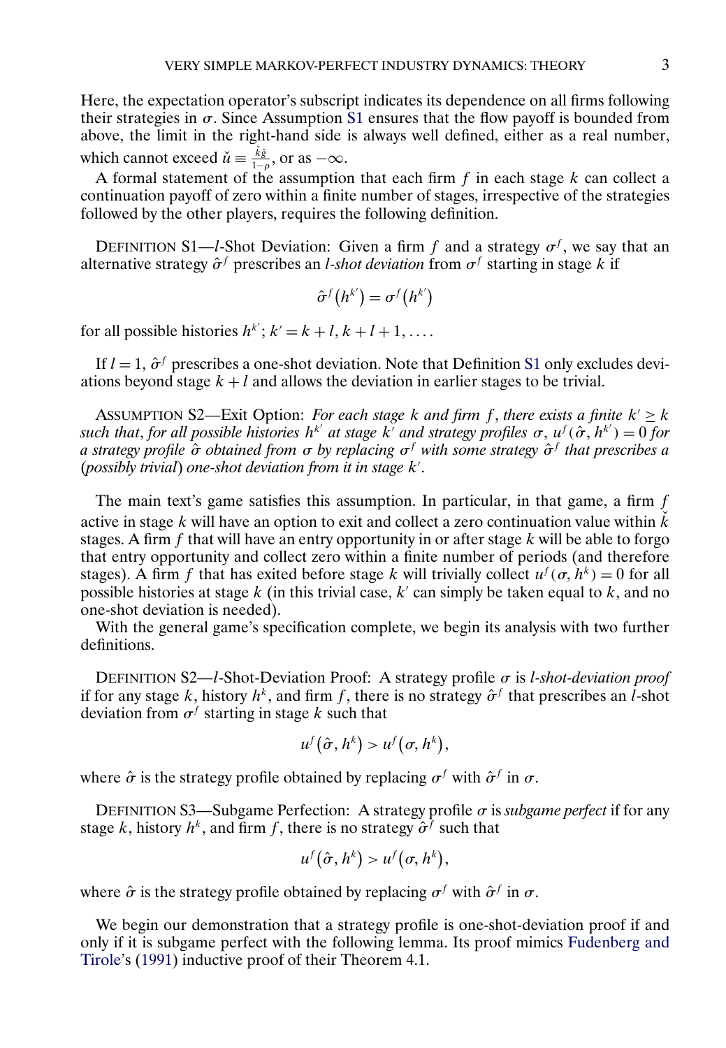Here, the expectation operator's subscript indicates its dependence on all firms following their strategies in $\sigma$. Since Assumption S1 ensures that the flow payoff is bounded from above, the limit in the right-hand side is always well defined, either as a real number, which cannot exceed $\check{u} \equiv \frac{\check{k}\check{g}}{1-\rho}$, or as $-\infty$.

A formal statement of the assumption that each firm $f$ in each stage $k$ can collect a continuation payoff of zero within a finite number of stages, irrespective of the strategies followed by the other players, requires the following definition.

DEFINITION S1—*l*-Shot Deviation: Given a firm $f$ and a strategy $\sigma^f$, we say that an alternative strategy $\hat{\sigma}^f$ prescribes an *l-shot deviation* from $\sigma^f$ starting in stage $k$ if

$$\hat{\sigma}^f\big(h^{k'}\big) = \sigma^f\big(h^{k'}\big)$$

for all possible histories $h^{k'}$; $k' = k+l, k+l+1, \dots$.

If $l = 1$, $\hat{\sigma}^f$ prescribes a one-shot deviation. Note that Definition S1 only excludes deviations beyond stage $k+l$ and allows the deviation in earlier stages to be trivial.

ASSUMPTION S2—Exit Option: *For each stage $k$ and firm $f$, there exists a finite $k' \geq k$ such that, for all possible histories $h^{k'}$ at stage $k'$ and strategy profiles $\sigma$, $u^f(\hat{\sigma}, h^{k'}) = 0$ for a strategy profile $\hat{\sigma}$ obtained from $\sigma$ by replacing $\sigma^f$ with some strategy $\hat{\sigma}^f$ that prescribes a (possibly trivial) one-shot deviation from it in stage $k'$.*

The main text's game satisfies this assumption. In particular, in that game, a firm $f$ active in stage $k$ will have an option to exit and collect a zero continuation value within $\check{k}$ stages. A firm $f$ that will have an entry opportunity in or after stage $k$ will be able to forgo that entry opportunity and collect zero within a finite number of periods (and therefore stages). A firm $f$ that has exited before stage $k$ will trivially collect $u^f(\sigma, h^k) = 0$ for all possible histories at stage $k$ (in this trivial case, $k'$ can simply be taken equal to $k$, and no one-shot deviation is needed).

With the general game's specification complete, we begin its analysis with two further definitions.

DEFINITION S2—*l*-Shot-Deviation Proof: A strategy profile $\sigma$ is *l-shot-deviation proof* if for any stage $k$, history $h^k$, and firm $f$, there is no strategy $\hat{\sigma}^f$ that prescribes an $l$-shot deviation from $\sigma^f$ starting in stage $k$ such that

$$u^f\big(\hat{\sigma}, h^k\big) > u^f\big(\sigma, h^k\big),$$

where $\hat{\sigma}$ is the strategy profile obtained by replacing $\sigma^f$ with $\hat{\sigma}^f$ in $\sigma$.

DEFINITION S3—Subgame Perfection: A strategy profile $\sigma$ is *subgame perfect* if for any stage $k$, history $h^k$, and firm $f$, there is no strategy $\hat{\sigma}^f$ such that

$$u^f\big(\hat{\sigma}, h^k\big) > u^f\big(\sigma, h^k\big),$$

where $\hat{\sigma}$ is the strategy profile obtained by replacing $\sigma^f$ with $\hat{\sigma}^f$ in $\sigma$.

We begin our demonstration that a strategy profile is one-shot-deviation proof if and only if it is subgame perfect with the following lemma. Its proof mimics Fudenberg and Tirole's (1991) inductive proof of their Theorem 4.1.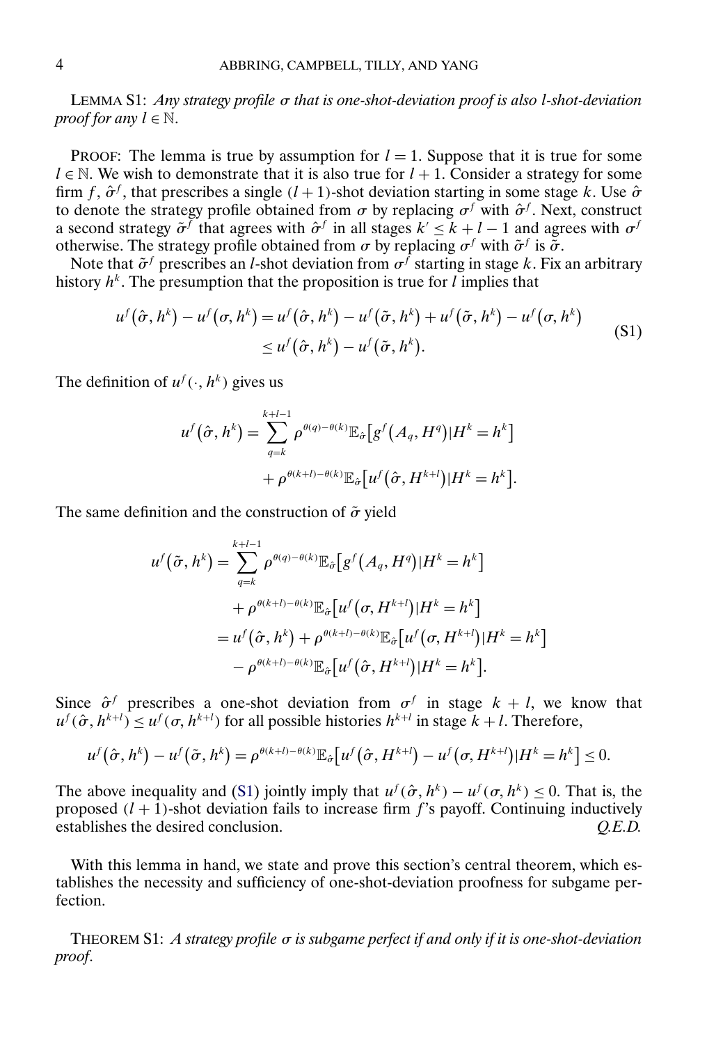LEMMA S1: *Any strategy profile $\sigma$ that is one-shot-deviation proof is also $l$-shot-deviation proof for any $l \in \mathbb{N}$.*

PROOF: The lemma is true by assumption for $l = 1$. Suppose that it is true for some $l \in \mathbb{N}$. We wish to demonstrate that it is also true for $l + 1$. Consider a strategy for some firm $f$, $\hat{\sigma}^f$, that prescribes a single $(l+1)$-shot deviation starting in some stage $k$. Use $\hat{\sigma}$ to denote the strategy profile obtained from $\sigma$ by replacing $\sigma^f$ with $\hat{\sigma}^f$. Next, construct a second strategy $\tilde{\sigma}^f$ that agrees with $\hat{\sigma}^f$ in all stages $k' \leq k + l - 1$ and agrees with $\sigma^f$ otherwise. The strategy profile obtained from $\sigma$ by replacing $\sigma^f$ with $\tilde{\sigma}^f$ is $\tilde{\sigma}$.

Note that $\tilde{\sigma}^f$ prescribes an $l$-shot deviation from $\sigma^f$ starting in stage $k$. Fix an arbitrary history $h^k$. The presumption that the proposition is true for $l$ implies that

$$
\begin{aligned}
u^f(\hat{\sigma}, h^k) - u^f(\sigma, h^k) &= u^f(\hat{\sigma}, h^k) - u^f(\tilde{\sigma}, h^k) + u^f(\tilde{\sigma}, h^k) - u^f(\sigma, h^k) \\
&\leq u^f(\hat{\sigma}, h^k) - u^f(\tilde{\sigma}, h^k).
\end{aligned}
\tag{S1}
$$

The definition of $u^f(\cdot, h^k)$ gives us

$$
\begin{aligned}
u^f(\hat{\sigma}, h^k) = &\sum_{q=k}^{k+l-1} \rho^{\theta(q)-\theta(k)} \mathbb{E}_{\hat{\sigma}}\big[g^f(A_q, H^q) | H^k = h^k\big] \\
&+ \rho^{\theta(k+l)-\theta(k)} \mathbb{E}_{\hat{\sigma}}\big[u^f(\hat{\sigma}, H^{k+l}) | H^k = h^k\big].
\end{aligned}
$$

The same definition and the construction of $\tilde{\sigma}$ yield

$$
\begin{aligned}
u^f(\tilde{\sigma}, h^k) &= \sum_{q=k}^{k+l-1} \rho^{\theta(q)-\theta(k)} \mathbb{E}_{\hat{\sigma}}\big[g^f(A_q, H^q) | H^k = h^k\big] \\
&\quad + \rho^{\theta(k+l)-\theta(k)} \mathbb{E}_{\hat{\sigma}}\big[u^f(\sigma, H^{k+l}) | H^k = h^k\big] \\
&= u^f(\hat{\sigma}, h^k) + \rho^{\theta(k+l)-\theta(k)} \mathbb{E}_{\hat{\sigma}}\big[u^f(\sigma, H^{k+l}) | H^k = h^k\big] \\
&\quad - \rho^{\theta(k+l)-\theta(k)} \mathbb{E}_{\hat{\sigma}}\big[u^f(\hat{\sigma}, H^{k+l}) | H^k = h^k\big].
\end{aligned}
$$

Since $\hat{\sigma}^f$ prescribes a one-shot deviation from $\sigma^f$ in stage $k + l$, we know that $u^f(\hat{\sigma}, h^{k+l}) \leq u^f(\sigma, h^{k+l})$ for all possible histories $h^{k+l}$ in stage $k + l$. Therefore,

$$
u^f(\hat{\sigma}, h^k) - u^f(\tilde{\sigma}, h^k) = \rho^{\theta(k+l)-\theta(k)} \mathbb{E}_{\hat{\sigma}}\big[u^f(\hat{\sigma}, H^{k+l}) - u^f(\sigma, H^{k+l}) | H^k = h^k\big] \leq 0.
$$

The above inequality and (S1) jointly imply that $u^f(\hat{\sigma}, h^k) - u^f(\sigma, h^k) \leq 0$. That is, the proposed $(l + 1)$-shot deviation fails to increase firm $f$'s payoff. Continuing inductively establishes the desired conclusion. *Q.E.D.*

With this lemma in hand, we state and prove this section's central theorem, which establishes the necessity and sufficiency of one-shot-deviation proofness for subgame perfection.

THEOREM S1: *A strategy profile $\sigma$ is subgame perfect if and only if it is one-shot-deviation proof.*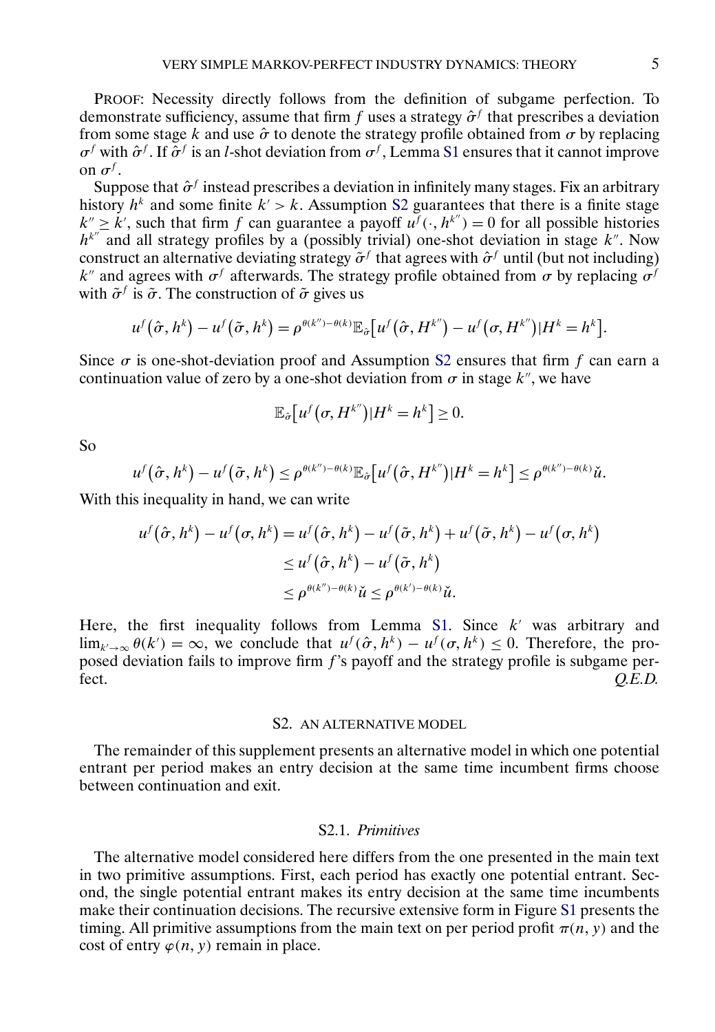PROOF: Necessity directly follows from the definition of subgame perfection. To demonstrate sufficiency, assume that firm $f$ uses a strategy $\hat{\sigma}^f$ that prescribes a deviation from some stage $k$ and use $\hat{\sigma}$ to denote the strategy profile obtained from $\sigma$ by replacing $\sigma^f$ with $\hat{\sigma}^f$. If $\hat{\sigma}^f$ is an $l$-shot deviation from $\sigma^f$, Lemma S1 ensures that it cannot improve on $\sigma^f$.

Suppose that $\hat{\sigma}^f$ instead prescribes a deviation in infinitely many stages. Fix an arbitrary history $h^k$ and some finite $k' > k$. Assumption S2 guarantees that there is a finite stage $k'' \geq k'$, such that firm $f$ can guarantee a payoff $u^f(\cdot, h^{k''}) = 0$ for all possible histories $h^{k''}$ and all strategy profiles by a (possibly trivial) one-shot deviation in stage $k''$. Now construct an alternative deviating strategy $\tilde{\sigma}^f$ that agrees with $\hat{\sigma}^f$ until (but not including) $k''$ and agrees with $\sigma^f$ afterwards. The strategy profile obtained from $\sigma$ by replacing $\sigma^f$ with $\tilde{\sigma}^f$ is $\tilde{\sigma}$. The construction of $\tilde{\sigma}$ gives us

$$u^f(\hat{\sigma}, h^k) - u^f(\tilde{\sigma}, h^k) = \rho^{\theta(k'')-\theta(k)} \mathbb{E}_{\hat{\sigma}}\left[u^f(\hat{\sigma}, H^{k''}) - u^f(\sigma, H^{k''}) | H^k = h^k\right].$$

Since $\sigma$ is one-shot-deviation proof and Assumption S2 ensures that firm $f$ can earn a continuation value of zero by a one-shot deviation from $\sigma$ in stage $k''$, we have

$$\mathbb{E}_{\hat{\sigma}}\left[u^f(\sigma, H^{k''}) | H^k = h^k\right] \geq 0.$$

So

$$u^f(\hat{\sigma}, h^k) - u^f(\tilde{\sigma}, h^k) \leq \rho^{\theta(k'')-\theta(k)} \mathbb{E}_{\hat{\sigma}}\left[u^f(\hat{\sigma}, H^{k''}) | H^k = h^k\right] \leq \rho^{\theta(k'')-\theta(k)} \check{u}.$$

With this inequality in hand, we can write

$$\begin{aligned}
u^f(\hat{\sigma}, h^k) - u^f(\sigma, h^k) &= u^f(\hat{\sigma}, h^k) - u^f(\tilde{\sigma}, h^k) + u^f(\tilde{\sigma}, h^k) - u^f(\sigma, h^k) \\
&\leq u^f(\hat{\sigma}, h^k) - u^f(\tilde{\sigma}, h^k) \\
&\leq \rho^{\theta(k'')-\theta(k)} \check{u} \leq \rho^{\theta(k')-\theta(k)} \check{u}.
\end{aligned}$$

Here, the first inequality follows from Lemma S1. Since $k'$ was arbitrary and $\lim_{k' \to \infty} \theta(k') = \infty$, we conclude that $u^f(\hat{\sigma}, h^k) - u^f(\sigma, h^k) \leq 0$. Therefore, the proposed deviation fails to improve firm $f$'s payoff and the strategy profile is subgame perfect. *Q.E.D.*

## S2. AN ALTERNATIVE MODEL

The remainder of this supplement presents an alternative model in which one potential entrant per period makes an entry decision at the same time incumbent firms choose between continuation and exit.

### S2.1. *Primitives*

The alternative model considered here differs from the one presented in the main text in two primitive assumptions. First, each period has exactly one potential entrant. Second, the single potential entrant makes its entry decision at the same time incumbents make their continuation decisions. The recursive extensive form in Figure S1 presents the timing. All primitive assumptions from the main text on per period profit $\pi(n, y)$ and the cost of entry $\varphi(n, y)$ remain in place.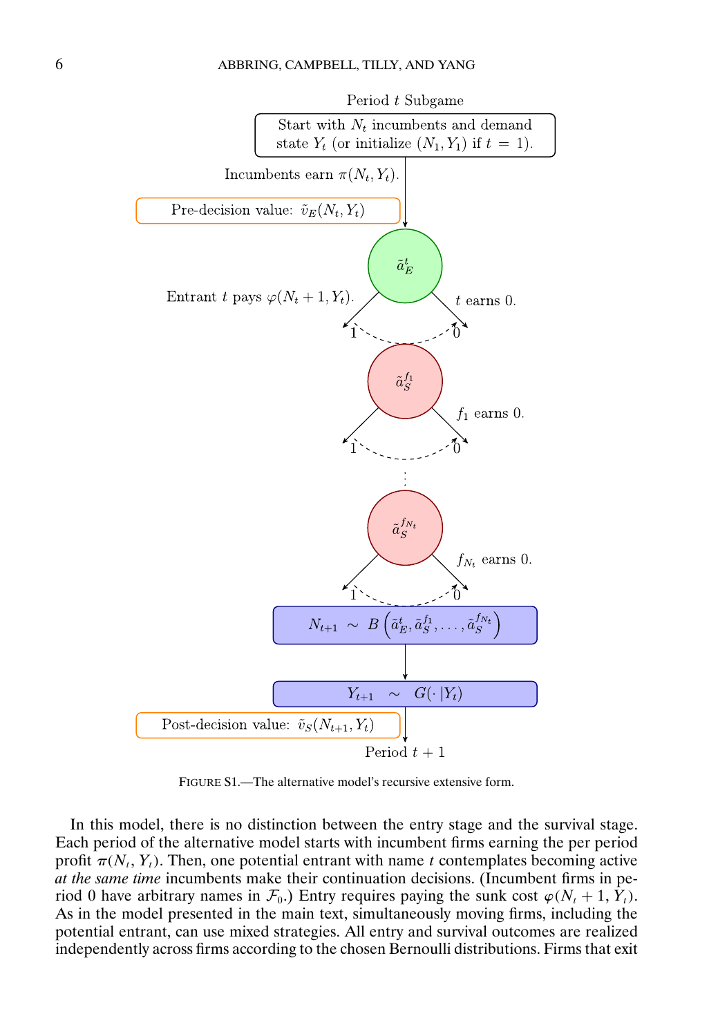Period $t$ Subgame

Start with $N_t$ incumbents and demand state $Y_t$ (or initialize $(N_1, Y_1)$ if $t = 1$).

Incumbents earn $\pi(N_t, Y_t)$.

Pre-decision value: $\tilde{v}_E(N_t, Y_t)$

$\tilde{a}_E^t$

Entrant $t$ pays $\varphi(N_t + 1, Y_t)$. — 1 — 0 — $t$ earns 0.

$\tilde{a}_S^{f_1}$

1 — 0 — $f_1$ earns 0.

⋮

$\tilde{a}_S^{f_{N_t}}$

1 — 0 — $f_{N_t}$ earns 0.

$N_{t+1} \sim B\left(\tilde{a}_E^t, \tilde{a}_S^{f_1}, \ldots, \tilde{a}_S^{f_{N_t}}\right)$

$Y_{t+1} \sim G(\cdot\,|Y_t)$

Post-decision value: $\tilde{v}_S(N_{t+1}, Y_t)$

Period $t+1$

FIGURE S1.—The alternative model's recursive extensive form.

In this model, there is no distinction between the entry stage and the survival stage. Each period of the alternative model starts with incumbent firms earning the per period profit $\pi(N_t, Y_t)$. Then, one potential entrant with name $t$ contemplates becoming active *at the same time* incumbents make their continuation decisions. (Incumbent firms in period 0 have arbitrary names in $\mathcal{F}_0$.) Entry requires paying the sunk cost $\varphi(N_t + 1, Y_t)$. As in the model presented in the main text, all simultaneously moving firms, including the potential entrant, can use mixed strategies. All entry and survival outcomes are realized independently across firms according to the chosen Bernoulli distributions. Firms that exit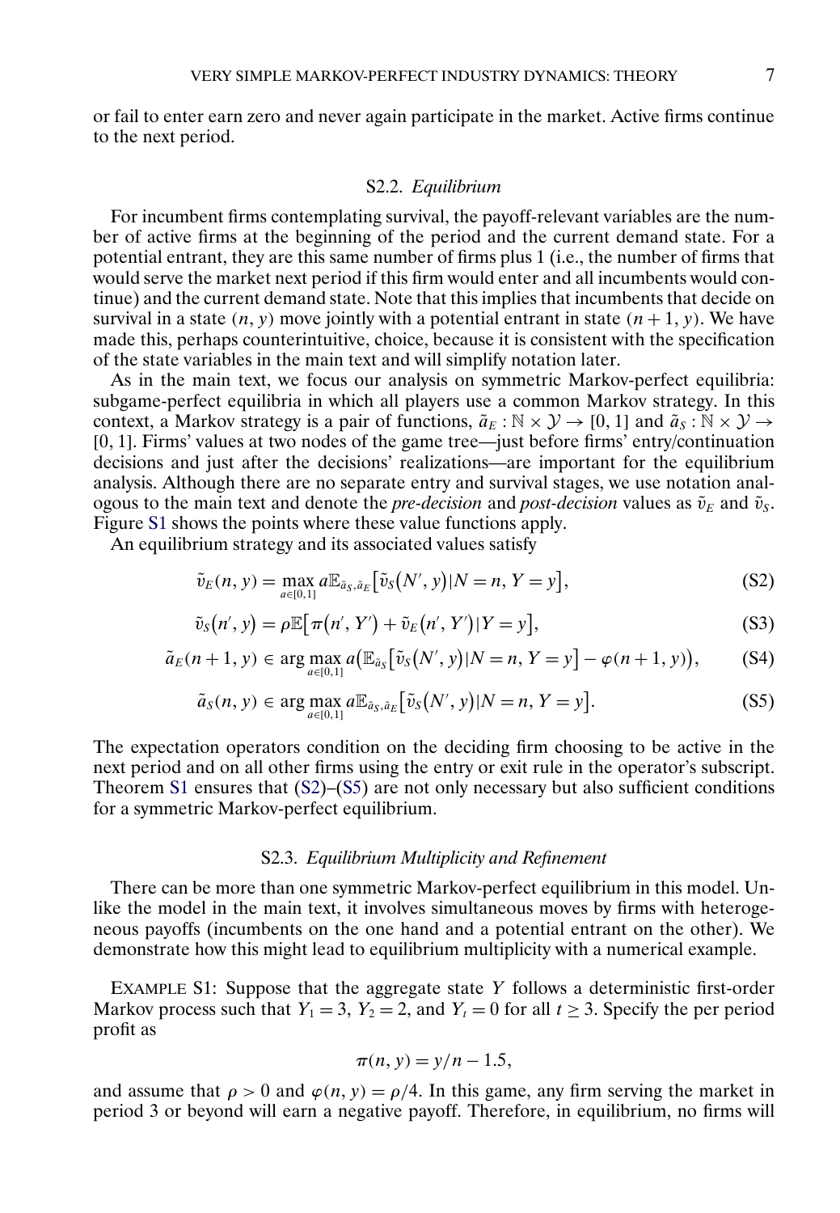or fail to enter earn zero and never again participate in the market. Active firms continue to the next period.

### S2.2. *Equilibrium*

For incumbent firms contemplating survival, the payoff-relevant variables are the number of active firms at the beginning of the period and the current demand state. For a potential entrant, they are this same number of firms plus 1 (i.e., the number of firms that would serve the market next period if this firm would enter and all incumbents would continue) and the current demand state. Note that this implies that incumbents that decide on survival in a state $(n, y)$ move jointly with a potential entrant in state $(n+1, y)$. We have made this, perhaps counterintuitive, choice, because it is consistent with the specification of the state variables in the main text and will simplify notation later.

As in the main text, we focus our analysis on symmetric Markov-perfect equilibria: subgame-perfect equilibria in which all players use a common Markov strategy. In this context, a Markov strategy is a pair of functions, $\tilde{a}_E : \mathbb{N} \times \mathcal{Y} \to [0, 1]$ and $\tilde{a}_S : \mathbb{N} \times \mathcal{Y} \to [0, 1]$. Firms' values at two nodes of the game tree—just before firms' entry/continuation decisions and just after the decisions' realizations—are important for the equilibrium analysis. Although there are no separate entry and survival stages, we use notation analogous to the main text and denote the *pre-decision* and *post-decision* values as $\tilde{v}_E$ and $\tilde{v}_S$. Figure S1 shows the points where these value functions apply.

An equilibrium strategy and its associated values satisfy

$$\tilde{v}_E(n, y) = \max_{a \in [0,1]} a \mathbb{E}_{\tilde{a}_S, \tilde{a}_E}\big[\tilde{v}_S(N', y) | N = n, Y = y\big], \tag{S2}$$

$$\tilde{v}_S(n', y) = \rho \mathbb{E}\big[\pi(n', Y') + \tilde{v}_E(n', Y') | Y = y\big], \tag{S3}$$

$$\tilde{a}_E(n+1, y) \in \arg\max_{a \in [0,1]} a\big(\mathbb{E}_{\tilde{a}_S}\big[\tilde{v}_S(N', y) | N = n, Y = y\big] - \varphi(n+1, y)\big), \tag{S4}$$

$$\tilde{a}_S(n, y) \in \arg\max_{a \in [0,1]} a \mathbb{E}_{\tilde{a}_S, \tilde{a}_E}\big[\tilde{v}_S(N', y) | N = n, Y = y\big]. \tag{S5}$$

The expectation operators condition on the deciding firm choosing to be active in the next period and on all other firms using the entry or exit rule in the operator's subscript. Theorem S1 ensures that (S2)–(S5) are not only necessary but also sufficient conditions for a symmetric Markov-perfect equilibrium.

### S2.3. *Equilibrium Multiplicity and Refinement*

There can be more than one symmetric Markov-perfect equilibrium in this model. Unlike the model in the main text, it involves simultaneous moves by firms with heterogeneous payoffs (incumbents on the one hand and a potential entrant on the other). We demonstrate how this might lead to equilibrium multiplicity with a numerical example.

EXAMPLE S1: Suppose that the aggregate state $Y$ follows a deterministic first-order Markov process such that $Y_1 = 3$, $Y_2 = 2$, and $Y_t = 0$ for all $t \geq 3$. Specify the per period profit as

$$\pi(n, y) = y/n - 1.5,$$

and assume that $\rho > 0$ and $\varphi(n, y) = \rho/4$. In this game, any firm serving the market in period 3 or beyond will earn a negative payoff. Therefore, in equilibrium, no firms will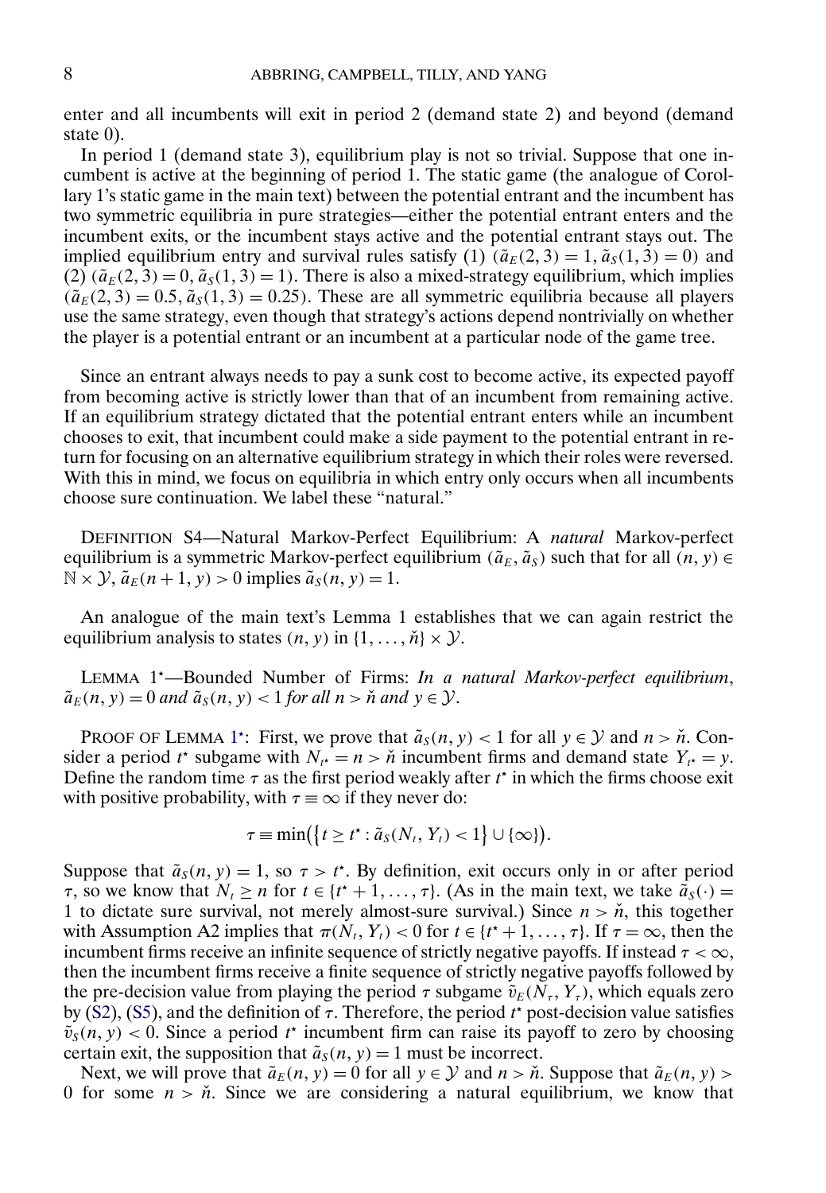enter and all incumbents will exit in period 2 (demand state 2) and beyond (demand state 0).

In period 1 (demand state 3), equilibrium play is not so trivial. Suppose that one incumbent is active at the beginning of period 1. The static game (the analogue of Corollary 1's static game in the main text) between the potential entrant and the incumbent has two symmetric equilibria in pure strategies—either the potential entrant enters and the incumbent exits, or the incumbent stays active and the potential entrant stays out. The implied equilibrium entry and survival rules satisfy (1) ($\tilde{a}_E(2, 3) = 1, \tilde{a}_S(1, 3) = 0$) and (2) ($\tilde{a}_E(2, 3) = 0, \tilde{a}_S(1, 3) = 1$). There is also a mixed-strategy equilibrium, which implies ($\tilde{a}_E(2, 3) = 0.5, \tilde{a}_S(1, 3) = 0.25$). These are all symmetric equilibria because all players use the same strategy, even though that strategy's actions depend nontrivially on whether the player is a potential entrant or an incumbent at a particular node of the game tree.

Since an entrant always needs to pay a sunk cost to become active, its expected payoff from becoming active is strictly lower than that of an incumbent from remaining active. If an equilibrium strategy dictated that the potential entrant enters while an incumbent chooses to exit, that incumbent could make a side payment to the potential entrant in return for focusing on an alternative equilibrium strategy in which their roles were reversed. With this in mind, we focus on equilibria in which entry only occurs when all incumbents choose sure continuation. We label these "natural."

DEFINITION S4—Natural Markov-Perfect Equilibrium: A *natural* Markov-perfect equilibrium is a symmetric Markov-perfect equilibrium $(\tilde{a}_E, \tilde{a}_S)$ such that for all $(n, y) \in \mathbb{N} \times \mathcal{Y}$, $\tilde{a}_E(n + 1, y) > 0$ implies $\tilde{a}_S(n, y) = 1$.

An analogue of the main text's Lemma 1 establishes that we can again restrict the equilibrium analysis to states $(n, y)$ in $\{1, \dots, \check{n}\} \times \mathcal{Y}$.

LEMMA 1*—Bounded Number of Firms: *In a natural Markov-perfect equilibrium*, $\tilde{a}_E(n, y) = 0$ *and* $\tilde{a}_S(n, y) < 1$ *for all* $n > \check{n}$ *and* $y \in \mathcal{Y}$.

PROOF OF LEMMA 1*: First, we prove that $\tilde{a}_S(n, y) < 1$ for all $y \in \mathcal{Y}$ and $n > \check{n}$. Consider a period $t^\star$ subgame with $N_{t^\star} = n > \check{n}$ incumbent firms and demand state $Y_{t^\star} = y$. Define the random time $\tau$ as the first period weakly after $t^\star$ in which the firms choose exit with positive probability, with $\tau \equiv \infty$ if they never do:

$$\tau \equiv \min\left(\left\{t \geq t^\star : \tilde{a}_S(N_t, Y_t) < 1\right\} \cup \{\infty\}\right).$$

Suppose that $\tilde{a}_S(n, y) = 1$, so $\tau > t^\star$. By definition, exit occurs only in or after period $\tau$, so we know that $N_t \geq n$ for $t \in \{t^\star + 1, \dots, \tau\}$. (As in the main text, we take $\tilde{a}_S(\cdot) = 1$ to dictate sure survival, not merely almost-sure survival.) Since $n > \check{n}$, this together with Assumption A2 implies that $\pi(N_t, Y_t) < 0$ for $t \in \{t^\star + 1, \dots, \tau\}$. If $\tau = \infty$, then the incumbent firms receive an infinite sequence of strictly negative payoffs. If instead $\tau < \infty$, then the incumbent firms receive a finite sequence of strictly negative payoffs followed by the pre-decision value from playing the period $\tau$ subgame $\tilde{v}_E(N_\tau, Y_\tau)$, which equals zero by (S2), (S5), and the definition of $\tau$. Therefore, the period $t^\star$ post-decision value satisfies $\tilde{v}_S(n, y) < 0$. Since a period $t^\star$ incumbent firm can raise its payoff to zero by choosing certain exit, the supposition that $\tilde{a}_S(n, y) = 1$ must be incorrect.

Next, we will prove that $\tilde{a}_E(n, y) = 0$ for all $y \in \mathcal{Y}$ and $n > \check{n}$. Suppose that $\tilde{a}_E(n, y) > 0$ for some $n > \check{n}$. Since we are considering a natural equilibrium, we know that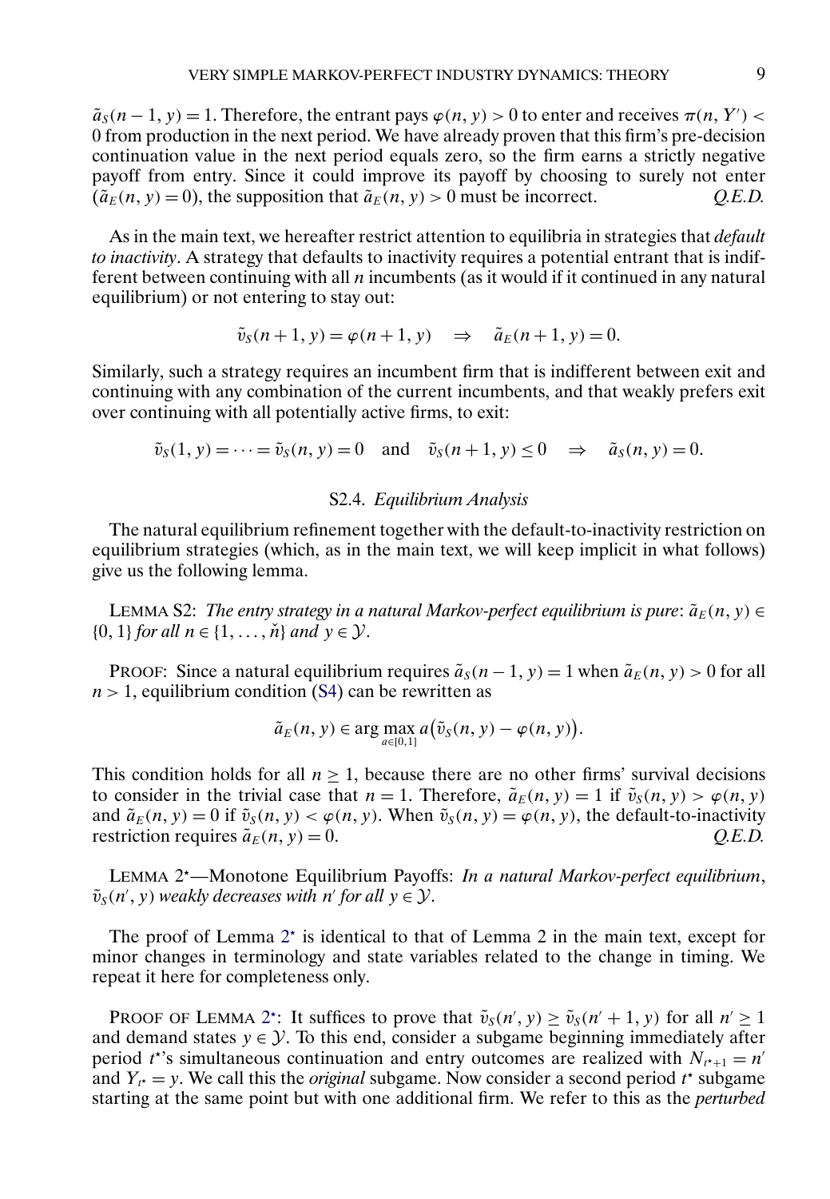$\tilde{a}_S(n-1, y) = 1$. Therefore, the entrant pays $\varphi(n, y) > 0$ to enter and receives $\pi(n, Y') < 0$ from production in the next period. We have already proven that this firm's pre-decision continuation value in the next period equals zero, so the firm earns a strictly negative payoff from entry. Since it could improve its payoff by choosing to surely not enter ($\tilde{a}_E(n, y) = 0$), the supposition that $\tilde{a}_E(n, y) > 0$ must be incorrect. *Q.E.D.*

As in the main text, we hereafter restrict attention to equilibria in strategies that *default to inactivity*. A strategy that defaults to inactivity requires a potential entrant that is indifferent between continuing with all $n$ incumbents (as it would if it continued in any natural equilibrium) or not entering to stay out:

$$\tilde{v}_S(n+1, y) = \varphi(n+1, y) \quad \Rightarrow \quad \tilde{a}_E(n+1, y) = 0.$$

Similarly, such a strategy requires an incumbent firm that is indifferent between exit and continuing with any combination of the current incumbents, and that weakly prefers exit over continuing with all potentially active firms, to exit:

$$\tilde{v}_S(1, y) = \cdots = \tilde{v}_S(n, y) = 0 \quad \text{and} \quad \tilde{v}_S(n+1, y) \leq 0 \quad \Rightarrow \quad \tilde{a}_S(n, y) = 0.$$

## S2.4. *Equilibrium Analysis*

The natural equilibrium refinement together with the default-to-inactivity restriction on equilibrium strategies (which, as in the main text, we will keep implicit in what follows) give us the following lemma.

LEMMA S2: *The entry strategy in a natural Markov-perfect equilibrium is pure*: $\tilde{a}_E(n, y) \in \{0, 1\}$ *for all* $n \in \{1, \ldots, \check{n}\}$ *and* $y \in \mathcal{Y}$.

PROOF: Since a natural equilibrium requires $\tilde{a}_S(n-1, y) = 1$ when $\tilde{a}_E(n, y) > 0$ for all $n > 1$, equilibrium condition (S4) can be rewritten as

$$\tilde{a}_E(n, y) \in \arg\max_{a \in [0,1]} a\big(\tilde{v}_S(n, y) - \varphi(n, y)\big).$$

This condition holds for all $n \geq 1$, because there are no other firms' survival decisions to consider in the trivial case that $n = 1$. Therefore, $\tilde{a}_E(n, y) = 1$ if $\tilde{v}_S(n, y) > \varphi(n, y)$ and $\tilde{a}_E(n, y) = 0$ if $\tilde{v}_S(n, y) < \varphi(n, y)$. When $\tilde{v}_S(n, y) = \varphi(n, y)$, the default-to-inactivity restriction requires $\tilde{a}_E(n, y) = 0$. *Q.E.D.*

LEMMA 2*—Monotone Equilibrium Payoffs: *In a natural Markov-perfect equilibrium*, $\tilde{v}_S(n', y)$ *weakly decreases with* $n'$ *for all* $y \in \mathcal{Y}$.

The proof of Lemma 2* is identical to that of Lemma 2 in the main text, except for minor changes in terminology and state variables related to the change in timing. We repeat it here for completeness only.

PROOF OF LEMMA 2*: It suffices to prove that $\tilde{v}_S(n', y) \geq \tilde{v}_S(n'+1, y)$ for all $n' \geq 1$ and demand states $y \in \mathcal{Y}$. To this end, consider a subgame beginning immediately after period $t^\star$'s simultaneous continuation and entry outcomes are realized with $N_{t^\star+1} = n'$ and $Y_{t^\star} = y$. We call this the *original* subgame. Now consider a second period $t^\star$ subgame starting at the same point but with one additional firm. We refer to this as the *perturbed*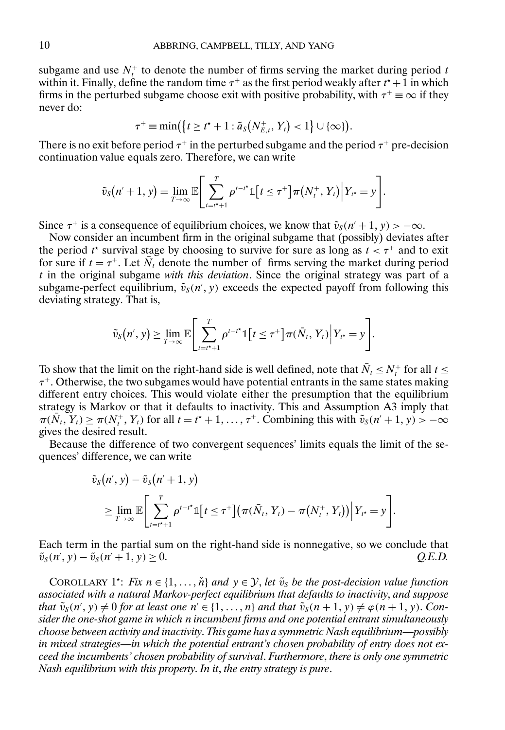subgame and use $N_t^+$ to denote the number of firms serving the market during period $t$ within it. Finally, define the random time $\tau^+$ as the first period weakly after $t^\star + 1$ in which firms in the perturbed subgame choose exit with positive probability, with $\tau^+ \equiv \infty$ if they never do:

$$\tau^+ \equiv \min\left(\left\{t \geq t^\star + 1 : \tilde{a}_S\left(N_{E,t}^+, Y_t\right) < 1\right\} \cup \{\infty\}\right).$$

There is no exit before period $\tau^+$ in the perturbed subgame and the period $\tau^+$ pre-decision continuation value equals zero. Therefore, we can write

$$\tilde{v}_S\left(n' + 1, y\right) = \lim_{T \to \infty} \mathbb{E}\left[\sum_{t=t^\star+1}^{T} \rho^{t-t^\star} \mathbb{1}\left[t \leq \tau^+\right] \pi\left(N_t^+, Y_t\right) \Big| Y_{t^\star} = y\right].$$

Since $\tau^+$ is a consequence of equilibrium choices, we know that $\tilde{v}_S(n' + 1, y) > -\infty$.

Now consider an incumbent firm in the original subgame that (possibly) deviates after the period $t^\star$ survival stage by choosing to survive for sure as long as $t < \tau^+$ and to exit for sure if $t = \tau^+$. Let $\bar{N}_t$ denote the number of firms serving the market during period $t$ in the original subgame *with this deviation*. Since the original strategy was part of a subgame-perfect equilibrium, $\tilde{v}_S(n', y)$ exceeds the expected payoff from following this deviating strategy. That is,

$$\tilde{v}_S\left(n', y\right) \geq \lim_{T \to \infty} \mathbb{E}\left[\sum_{t=t^\star+1}^{T} \rho^{t-t^\star} \mathbb{1}\left[t \leq \tau^+\right] \pi(\bar{N}_t, Y_t) \Big| Y_{t^\star} = y\right].$$

To show that the limit on the right-hand side is well defined, note that $\bar{N}_t \leq N_t^+$ for all $t \leq \tau^+$. Otherwise, the two subgames would have potential entrants in the same states making different entry choices. This would violate either the presumption that the equilibrium strategy is Markov or that it defaults to inactivity. This and Assumption A3 imply that $\pi(\bar{N}_t, Y_t) \geq \pi(N_t^+, Y_t)$ for all $t = t^\star + 1, \ldots, \tau^+$. Combining this with $\tilde{v}_S(n' + 1, y) > -\infty$ gives the desired result.

Because the difference of two convergent sequences' limits equals the limit of the sequences' difference, we can write

$$\begin{aligned}
&\tilde{v}_S\left(n', y\right) - \tilde{v}_S\left(n' + 1, y\right) \\
&\quad \geq \lim_{T \to \infty} \mathbb{E}\left[\sum_{t=t^\star+1}^{T} \rho^{t-t^\star} \mathbb{1}\left[t \leq \tau^+\right]\left(\pi(\bar{N}_t, Y_t) - \pi\left(N_t^+, Y_t\right)\right) \Big| Y_{t^\star} = y\right].
\end{aligned}$$

Each term in the partial sum on the right-hand side is nonnegative, so we conclude that $\tilde{v}_S(n', y) - \tilde{v}_S(n' + 1, y) \geq 0$. *Q.E.D.*

COROLLARY 1$^\star$: *Fix $n \in \{1, \ldots, \check{n}\}$ and $y \in \mathcal{Y}$, let $\tilde{v}_S$ be the post-decision value function associated with a natural Markov-perfect equilibrium that defaults to inactivity, and suppose that $\tilde{v}_S(n', y) \neq 0$ for at least one $n' \in \{1, \ldots, n\}$ and that $\tilde{v}_S(n + 1, y) \neq \varphi(n + 1, y)$. Consider the one-shot game in which $n$ incumbent firms and one potential entrant simultaneously choose between activity and inactivity. This game has a symmetric Nash equilibrium—possibly in mixed strategies—in which the potential entrant's chosen probability of entry does not exceed the incumbents' chosen probability of survival. Furthermore, there is only one symmetric Nash equilibrium with this property. In it, the entry strategy is pure.*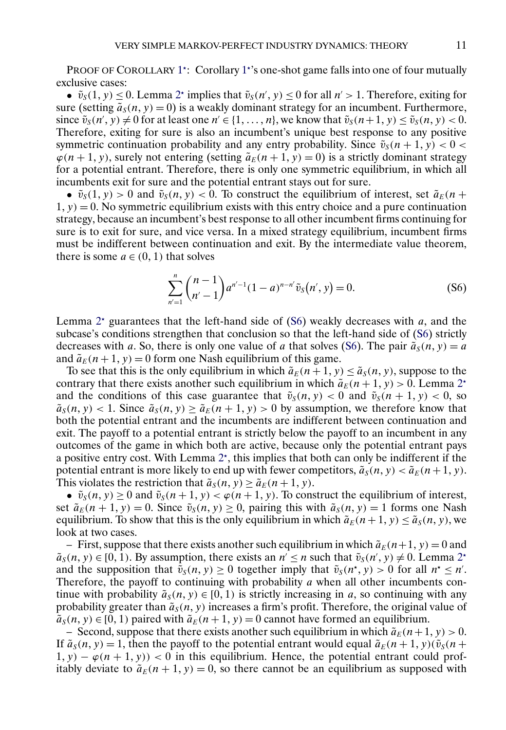PROOF OF COROLLARY 1*: Corollary 1*'s one-shot game falls into one of four mutually exclusive cases:

- $\tilde{v}_S(1, y) \leq 0$. Lemma 2* implies that $\tilde{v}_S(n', y) \leq 0$ for all $n' > 1$. Therefore, exiting for sure (setting $\tilde{a}_S(n, y) = 0$) is a weakly dominant strategy for an incumbent. Furthermore, since $\tilde{v}_S(n', y) \neq 0$ for at least one $n' \in \{1, \dots, n\}$, we know that $\tilde{v}_S(n+1, y) \leq \tilde{v}_S(n, y) < 0$. Therefore, exiting for sure is also an incumbent's unique best response to any positive symmetric continuation probability and any entry probability. Since $\tilde{v}_S(n+1, y) < 0 < \varphi(n+1, y)$, surely not entering (setting $\tilde{a}_E(n+1, y) = 0$) is a strictly dominant strategy for a potential entrant. Therefore, there is only one symmetric equilibrium, in which all incumbents exit for sure and the potential entrant stays out for sure.

- $\tilde{v}_S(1, y) > 0$ and $\tilde{v}_S(n, y) < 0$. To construct the equilibrium of interest, set $\tilde{a}_E(n+1, y) = 0$. No symmetric equilibrium exists with this entry choice and a pure continuation strategy, because an incumbent's best response to all other incumbent firms continuing for sure is to exit for sure, and vice versa. In a mixed strategy equilibrium, incumbent firms must be indifferent between continuation and exit. By the intermediate value theorem, there is some $a \in (0, 1)$ that solves

$$\sum_{n'=1}^{n} \binom{n-1}{n'-1} a^{n'-1}(1-a)^{n-n'} \tilde{v}_S(n', y) = 0. \tag{S6}$$

Lemma 2* guarantees that the left-hand side of (S6) weakly decreases with $a$, and the subcase's conditions strengthen that conclusion so that the left-hand side of (S6) strictly decreases with $a$. So, there is only one value of $a$ that solves (S6). The pair $\tilde{a}_S(n, y) = a$ and $\tilde{a}_E(n+1, y) = 0$ form one Nash equilibrium of this game.

To see that this is the only equilibrium in which $\tilde{a}_E(n+1, y) \leq \tilde{a}_S(n, y)$, suppose to the contrary that there exists another such equilibrium in which $\tilde{a}_E(n+1, y) > 0$. Lemma 2* and the conditions of this case guarantee that $\tilde{v}_S(n, y) < 0$ and $\tilde{v}_S(n+1, y) < 0$, so $\tilde{a}_S(n, y) < 1$. Since $\tilde{a}_S(n, y) \geq \tilde{a}_E(n+1, y) > 0$ by assumption, we therefore know that both the potential entrant and the incumbents are indifferent between continuation and exit. The payoff to a potential entrant is strictly below the payoff to an incumbent in any outcomes of the game in which both are active, because only the potential entrant pays a positive entry cost. With Lemma 2*, this implies that both can only be indifferent if the potential entrant is more likely to end up with fewer competitors, $\tilde{a}_S(n, y) < \tilde{a}_E(n+1, y)$. This violates the restriction that $\tilde{a}_S(n, y) \geq \tilde{a}_E(n+1, y)$.

- $\tilde{v}_S(n, y) \geq 0$ and $\tilde{v}_S(n+1, y) < \varphi(n+1, y)$. To construct the equilibrium of interest, set $\tilde{a}_E(n+1, y) = 0$. Since $\tilde{v}_S(n, y) \geq 0$, pairing this with $\tilde{a}_S(n, y) = 1$ forms one Nash equilibrium. To show that this is the only equilibrium in which $\tilde{a}_E(n+1, y) \leq \tilde{a}_S(n, y)$, we look at two cases.

  – First, suppose that there exists another such equilibrium in which $\tilde{a}_E(n+1, y) = 0$ and $\tilde{a}_S(n, y) \in [0, 1)$. By assumption, there exists an $n' \leq n$ such that $\tilde{v}_S(n', y) \neq 0$. Lemma 2* and the supposition that $\tilde{v}_S(n, y) \geq 0$ together imply that $\tilde{v}_S(n^\star, y) > 0$ for all $n^\star \leq n'$. Therefore, the payoff to continuing with probability $a$ when all other incumbents continue with probability $\tilde{a}_S(n, y) \in [0, 1)$ is strictly increasing in $a$, so continuing with any probability greater than $\tilde{a}_S(n, y)$ increases a firm's profit. Therefore, the original value of $\tilde{a}_S(n, y) \in [0, 1)$ paired with $\tilde{a}_E(n+1, y) = 0$ cannot have formed an equilibrium.

  – Second, suppose that there exists another such equilibrium in which $\tilde{a}_E(n+1, y) > 0$. If $\tilde{a}_S(n, y) = 1$, then the payoff to the potential entrant would equal $\tilde{a}_E(n+1, y)(\tilde{v}_S(n+1, y) - \varphi(n+1, y)) < 0$ in this equilibrium. Hence, the potential entrant could profitably deviate to $\tilde{a}_E(n+1, y) = 0$, so there cannot be an equilibrium as supposed with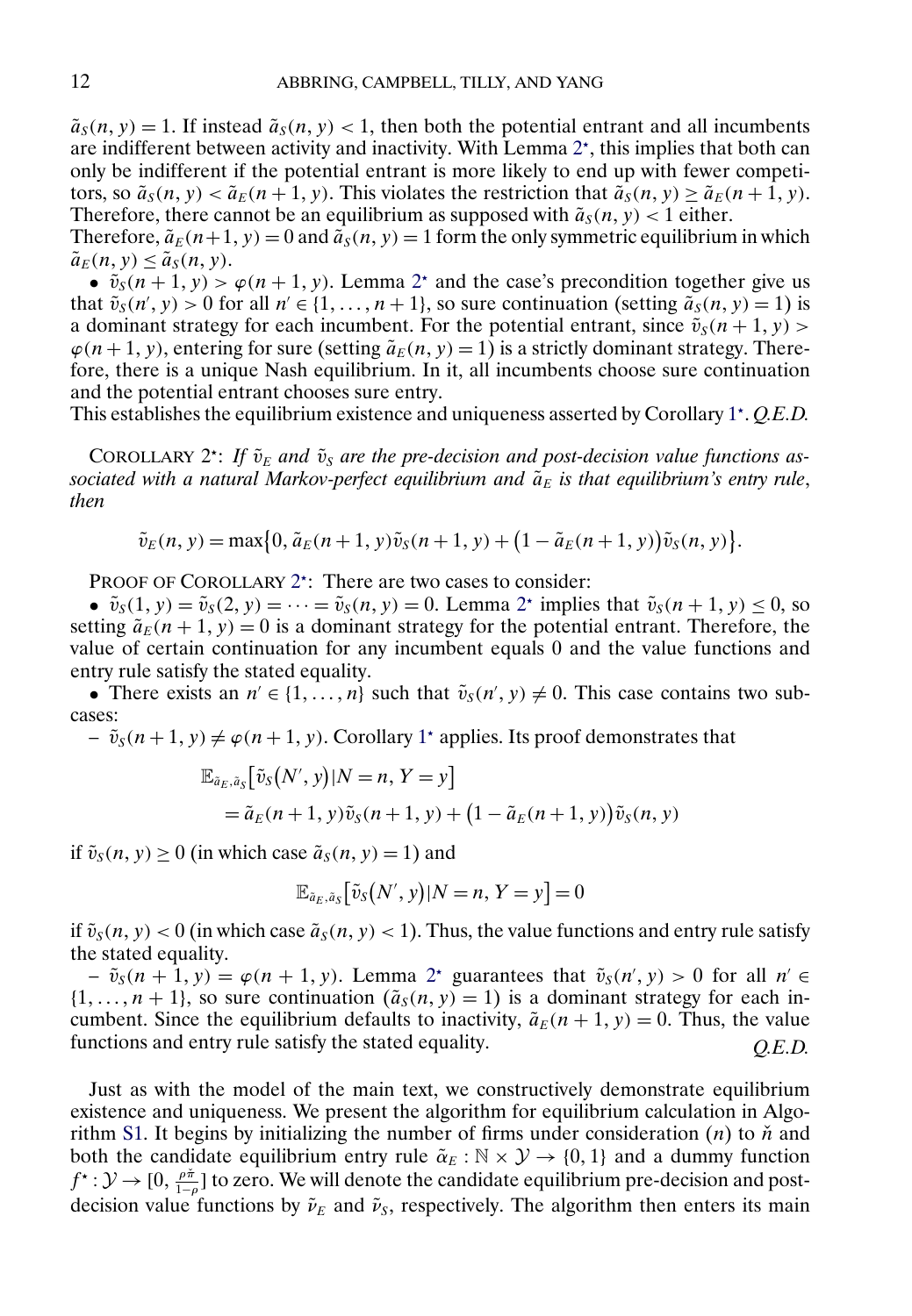$\tilde{a}_S(n, y) = 1$. If instead $\tilde{a}_S(n, y) < 1$, then both the potential entrant and all incumbents are indifferent between activity and inactivity. With Lemma 2⋆, this implies that both can only be indifferent if the potential entrant is more likely to end up with fewer competitors, so $\tilde{a}_S(n, y) < \tilde{a}_E(n+1, y)$. This violates the restriction that $\tilde{a}_S(n, y) \geq \tilde{a}_E(n+1, y)$. Therefore, there cannot be an equilibrium as supposed with $\tilde{a}_S(n, y) < 1$ either.

Therefore, $\tilde{a}_E(n+1, y) = 0$ and $\tilde{a}_S(n, y) = 1$ form the only symmetric equilibrium in which $\tilde{a}_E(n, y) \leq \tilde{a}_S(n, y)$.

- $\tilde{v}_S(n+1, y) > \varphi(n+1, y)$. Lemma 2⋆ and the case's precondition together give us that $\tilde{v}_S(n', y) > 0$ for all $n' \in \{1, \ldots, n+1\}$, so sure continuation (setting $\tilde{a}_S(n, y) = 1$) is a dominant strategy for each incumbent. For the potential entrant, since $\tilde{v}_S(n+1, y) > \varphi(n+1, y)$, entering for sure (setting $\tilde{a}_E(n, y) = 1$) is a strictly dominant strategy. Therefore, there is a unique Nash equilibrium. In it, all incumbents choose sure continuation and the potential entrant chooses sure entry.

This establishes the equilibrium existence and uniqueness asserted by Corollary 1⋆. *Q.E.D.*

COROLLARY 2⋆: *If $\tilde{v}_E$ and $\tilde{v}_S$ are the pre-decision and post-decision value functions associated with a natural Markov-perfect equilibrium and $\tilde{a}_E$ is that equilibrium's entry rule, then*

$$\tilde{v}_E(n, y) = \max\{0, \tilde{a}_E(n+1, y)\tilde{v}_S(n+1, y) + \big(1 - \tilde{a}_E(n+1, y)\big)\tilde{v}_S(n, y)\}.$$

PROOF OF COROLLARY 2⋆: There are two cases to consider:

- $\tilde{v}_S(1, y) = \tilde{v}_S(2, y) = \cdots = \tilde{v}_S(n, y) = 0$. Lemma 2⋆ implies that $\tilde{v}_S(n+1, y) \leq 0$, so setting $\tilde{a}_E(n+1, y) = 0$ is a dominant strategy for the potential entrant. Therefore, the value of certain continuation for any incumbent equals 0 and the value functions and entry rule satisfy the stated equality.
- There exists an $n' \in \{1, \ldots, n\}$ such that $\tilde{v}_S(n', y) \neq 0$. This case contains two subcases:
  - $\tilde{v}_S(n+1, y) \neq \varphi(n+1, y)$. Corollary 1⋆ applies. Its proof demonstrates that

$$\begin{aligned}
&\mathbb{E}_{\tilde{a}_E, \tilde{a}_S}\big[\tilde{v}_S(N', y) | N = n, Y = y\big] \\
&\quad = \tilde{a}_E(n+1, y)\tilde{v}_S(n+1, y) + \big(1 - \tilde{a}_E(n+1, y)\big)\tilde{v}_S(n, y)
\end{aligned}$$

if $\tilde{v}_S(n, y) \geq 0$ (in which case $\tilde{a}_S(n, y) = 1$) and

$$\mathbb{E}_{\tilde{a}_E, \tilde{a}_S}\big[\tilde{v}_S(N', y) | N = n, Y = y\big] = 0$$

if $\tilde{v}_S(n, y) < 0$ (in which case $\tilde{a}_S(n, y) < 1$). Thus, the value functions and entry rule satisfy the stated equality.

  - $\tilde{v}_S(n+1, y) = \varphi(n+1, y)$. Lemma 2⋆ guarantees that $\tilde{v}_S(n', y) > 0$ for all $n' \in \{1, \ldots, n+1\}$, so sure continuation ($\tilde{a}_S(n, y) = 1$) is a dominant strategy for each incumbent. Since the equilibrium defaults to inactivity, $\tilde{a}_E(n+1, y) = 0$. Thus, the value functions and entry rule satisfy the stated equality. *Q.E.D.*

Just as with the model of the main text, we constructively demonstrate equilibrium existence and uniqueness. We present the algorithm for equilibrium calculation in Algorithm S1. It begins by initializing the number of firms under consideration ($n$) to $\check{n}$ and both the candidate equilibrium entry rule $\tilde{\alpha}_E : \mathbb{N} \times \mathcal{Y} \rightarrow \{0, 1\}$ and a dummy function $f^\star : \mathcal{Y} \rightarrow [0, \frac{\rho \check{\pi}}{1-\rho}]$ to zero. We will denote the candidate equilibrium pre-decision and post-decision value functions by $\tilde{\nu}_E$ and $\tilde{\nu}_S$, respectively. The algorithm then enters its main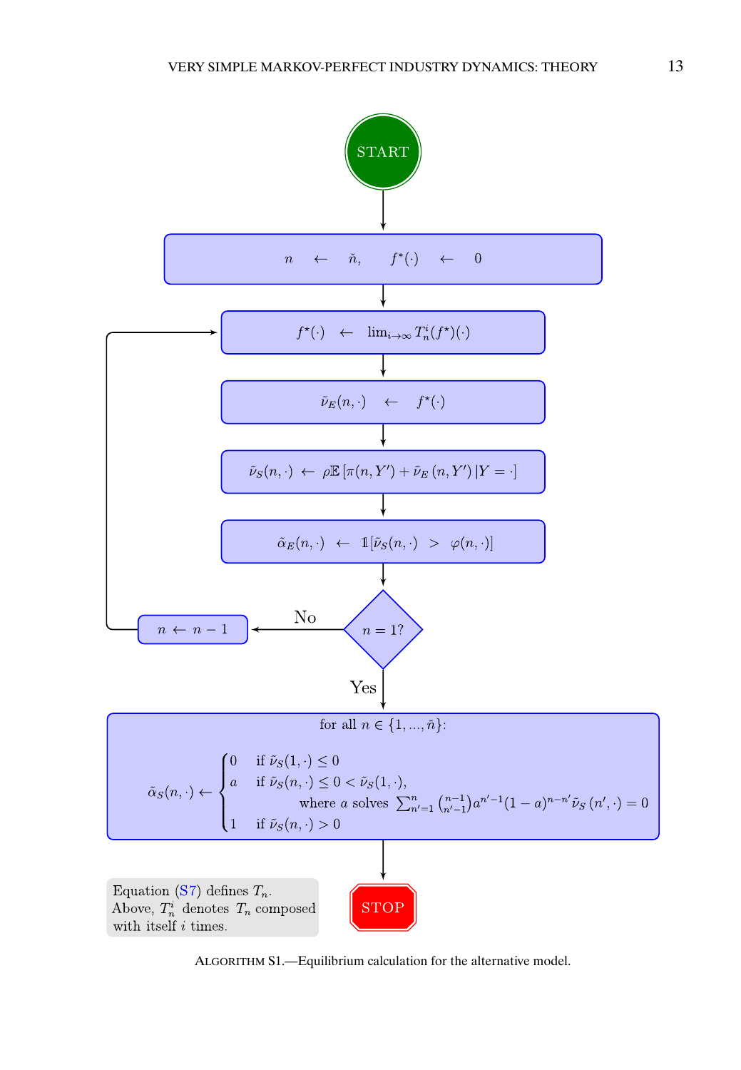START

$$n \leftarrow \check{n}, \quad f^{\star}(\cdot) \leftarrow 0$$

$$f^{\star}(\cdot) \leftarrow \lim_{i\to\infty} T_n^i(f^{\star})(\cdot)$$

$$\tilde{\nu}_E(n,\cdot) \leftarrow f^{\star}(\cdot)$$

$$\tilde{\nu}_S(n,\cdot) \leftarrow \rho\mathbb{E}\left[\pi(n,Y') + \tilde{\nu}_E(n,Y')\,|Y=\cdot\right]$$

$$\tilde{\alpha}_E(n,\cdot) \leftarrow \mathbb{1}[\tilde{\nu}_S(n,\cdot) > \varphi(n,\cdot)]$$

$n = 1?$

No: $n \leftarrow n-1$ (return to $f^{\star}(\cdot) \leftarrow \lim_{i\to\infty} T_n^i(f^{\star})(\cdot)$)

Yes:

for all $n \in \{1, ..., \check{n}\}$:

$$\tilde{\alpha}_S(n,\cdot) \leftarrow \begin{cases} 0 & \text{if } \tilde{\nu}_S(1,\cdot) \le 0 \\ a & \text{if } \tilde{\nu}_S(n,\cdot) \le 0 < \tilde{\nu}_S(1,\cdot), \\ & \quad \text{where } a \text{ solves } \sum_{n'=1}^{n} \binom{n-1}{n'-1} a^{n'-1}(1-a)^{n-n'}\tilde{\nu}_S(n',\cdot) = 0 \\ 1 & \text{if } \tilde{\nu}_S(n,\cdot) > 0 \end{cases}$$

STOP

Equation (S7) defines $T_n$. Above, $T_n^i$ denotes $T_n$ composed with itself $i$ times.

ALGORITHM S1.—Equilibrium calculation for the alternative model.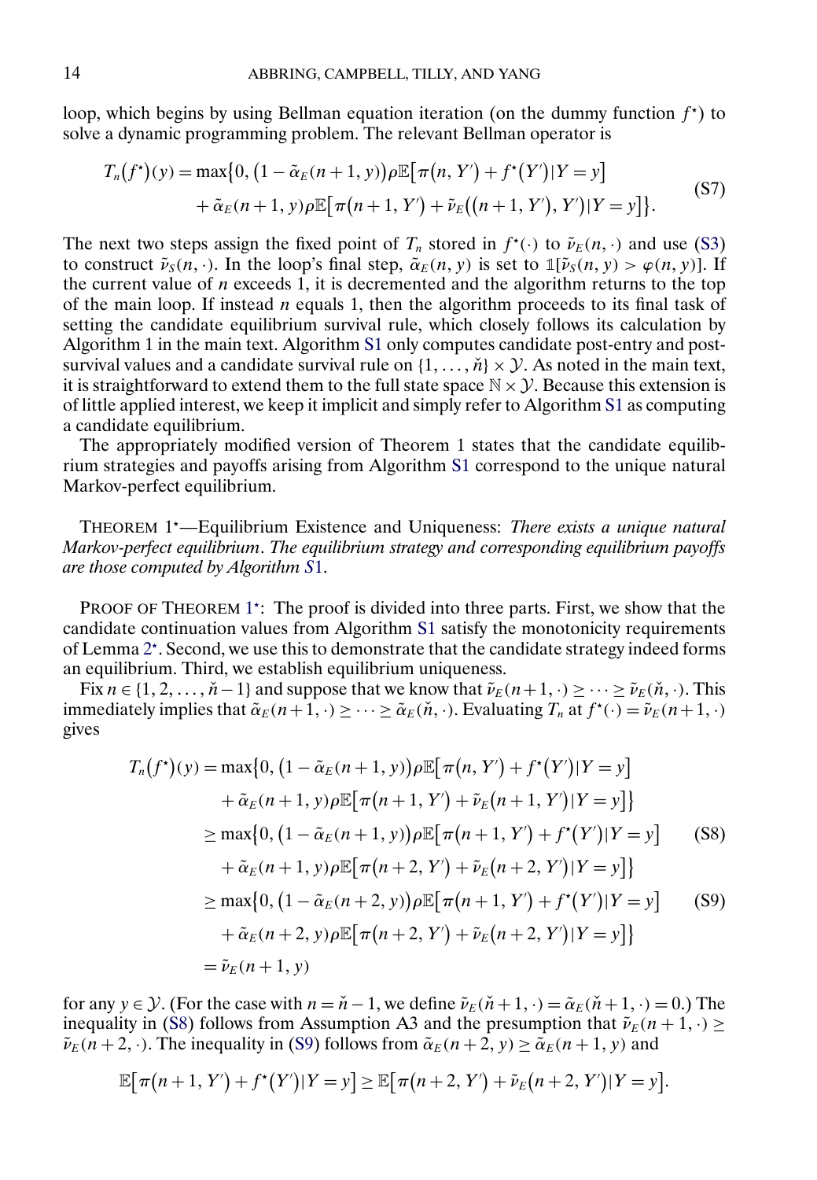loop, which begins by using Bellman equation iteration (on the dummy function $f^\star$) to solve a dynamic programming problem. The relevant Bellman operator is

$$
\begin{aligned}
T_n(f^\star)(y) = \max\{0, & \left(1-\tilde{\alpha}_E(n+1, y)\right)\rho\mathbb{E}\left[\pi(n, Y') + f^\star(Y')|Y = y\right] \\
& + \tilde{\alpha}_E(n+1, y)\rho\mathbb{E}\left[\pi(n+1, Y') + \tilde{\nu}_E\left((n+1, Y'), Y'\right)|Y = y\right]\}.
\end{aligned}
\tag{S7}
$$

The next two steps assign the fixed point of $T_n$ stored in $f^\star(\cdot)$ to $\tilde{\nu}_E(n, \cdot)$ and use (S3) to construct $\tilde{\nu}_S(n, \cdot)$. In the loop's final step, $\tilde{\alpha}_E(n, y)$ is set to $\mathbb{1}[\tilde{\nu}_S(n, y) > \varphi(n, y)]$. If the current value of $n$ exceeds 1, it is decremented and the algorithm returns to the top of the main loop. If instead $n$ equals 1, then the algorithm proceeds to its final task of setting the candidate equilibrium survival rule, which closely follows its calculation by Algorithm 1 in the main text. Algorithm S1 only computes candidate post-entry and post-survival values and a candidate survival rule on $\{1, \ldots, \check{n}\} \times \mathcal{Y}$. As noted in the main text, it is straightforward to extend them to the full state space $\mathbb{N} \times \mathcal{Y}$. Because this extension is of little applied interest, we keep it implicit and simply refer to Algorithm S1 as computing a candidate equilibrium.

The appropriately modified version of Theorem 1 states that the candidate equilibrium strategies and payoffs arising from Algorithm S1 correspond to the unique natural Markov-perfect equilibrium.

THEOREM 1$^\star$—Equilibrium Existence and Uniqueness: *There exists a unique natural Markov-perfect equilibrium. The equilibrium strategy and corresponding equilibrium payoffs are those computed by Algorithm S1.*

PROOF OF THEOREM 1$^\star$: The proof is divided into three parts. First, we show that the candidate continuation values from Algorithm S1 satisfy the monotonicity requirements of Lemma 2$^\star$. Second, we use this to demonstrate that the candidate strategy indeed forms an equilibrium. Third, we establish equilibrium uniqueness.

Fix $n \in \{1, 2, \ldots, \check{n}-1\}$ and suppose that we know that $\tilde{\nu}_E(n+1, \cdot) \geq \cdots \geq \tilde{\nu}_E(\check{n}, \cdot)$. This immediately implies that $\tilde{\alpha}_E(n+1, \cdot) \geq \cdots \geq \tilde{\alpha}_E(\check{n}, \cdot)$. Evaluating $T_n$ at $f^\star(\cdot) = \tilde{\nu}_E(n+1, \cdot)$ gives

$$
\begin{aligned}
T_n(f^\star)(y) &= \max\{0, \left(1-\tilde{\alpha}_E(n+1, y)\right)\rho\mathbb{E}\left[\pi(n, Y') + f^\star(Y')|Y = y\right] \\
&\quad + \tilde{\alpha}_E(n+1, y)\rho\mathbb{E}\left[\pi(n+1, Y') + \tilde{\nu}_E(n+1, Y')|Y = y\right]\} \\
&\geq \max\{0, \left(1-\tilde{\alpha}_E(n+1, y)\right)\rho\mathbb{E}\left[\pi(n+1, Y') + f^\star(Y')|Y = y\right] \qquad \text{(S8)} \\
&\quad + \tilde{\alpha}_E(n+1, y)\rho\mathbb{E}\left[\pi(n+2, Y') + \tilde{\nu}_E(n+2, Y')|Y = y\right]\} \\
&\geq \max\{0, \left(1-\tilde{\alpha}_E(n+2, y)\right)\rho\mathbb{E}\left[\pi(n+1, Y') + f^\star(Y')|Y = y\right] \qquad \text{(S9)} \\
&\quad + \tilde{\alpha}_E(n+2, y)\rho\mathbb{E}\left[\pi(n+2, Y') + \tilde{\nu}_E(n+2, Y')|Y = y\right]\} \\
&= \tilde{\nu}_E(n+1, y)
\end{aligned}
$$

for any $y \in \mathcal{Y}$. (For the case with $n = \check{n}-1$, we define $\tilde{\nu}_E(\check{n}+1, \cdot) = \tilde{\alpha}_E(\check{n}+1, \cdot) = 0$.) The inequality in (S8) follows from Assumption A3 and the presumption that $\tilde{\nu}_E(n+1, \cdot) \geq \tilde{\nu}_E(n+2, \cdot)$. The inequality in (S9) follows from $\tilde{\alpha}_E(n+2, y) \geq \tilde{\alpha}_E(n+1, y)$ and

$$
\mathbb{E}\left[\pi(n+1, Y') + f^\star(Y')|Y = y\right] \geq \mathbb{E}\left[\pi(n+2, Y') + \tilde{\nu}_E(n+2, Y')|Y = y\right].
$$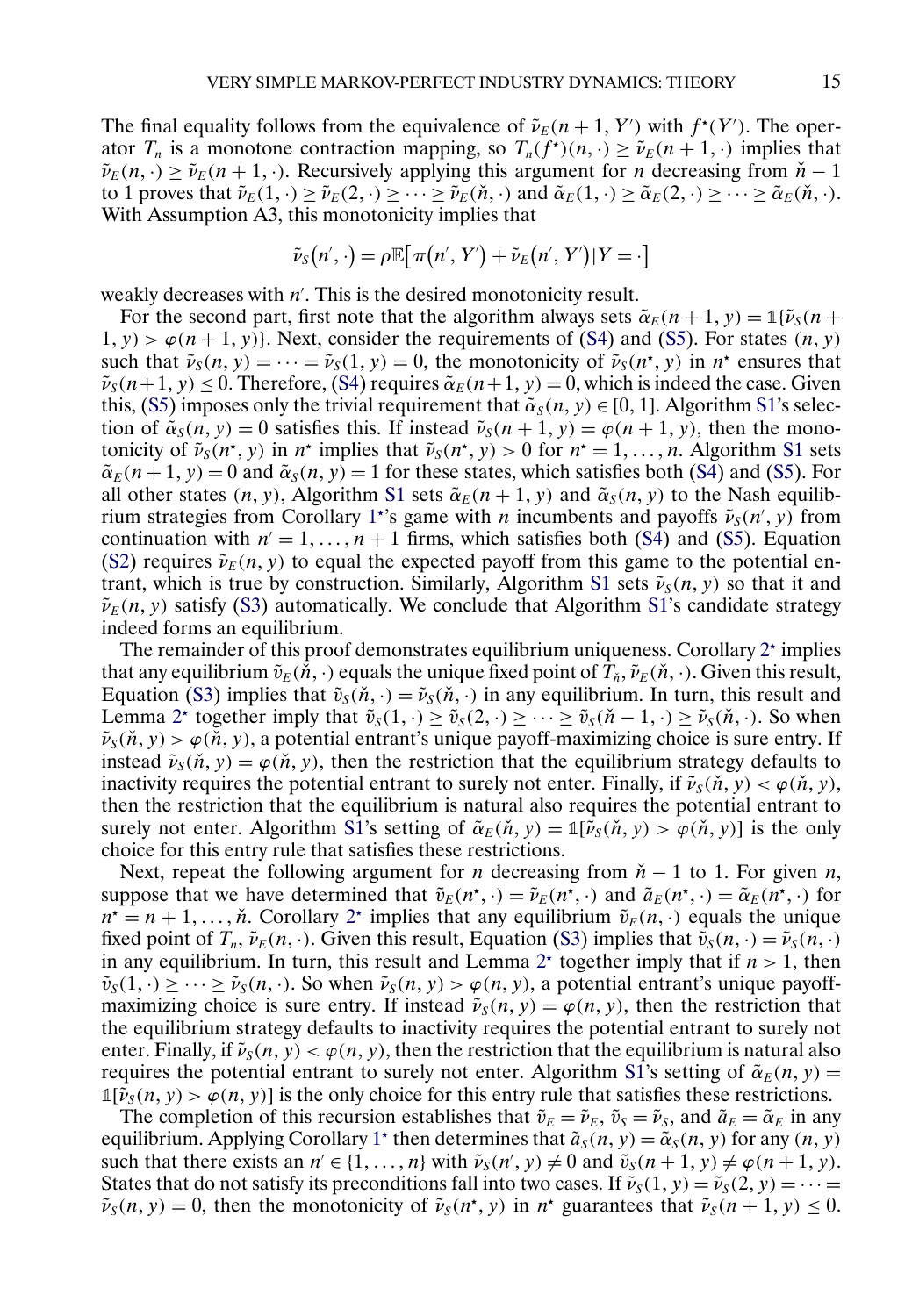The final equality follows from the equivalence of $\tilde{\nu}_E(n+1, Y')$ with $f^\star(Y')$. The operator $T_n$ is a monotone contraction mapping, so $T_n(f^\star)(n, \cdot) \geq \tilde{\nu}_E(n+1, \cdot)$ implies that $\tilde{\nu}_E(n, \cdot) \geq \tilde{\nu}_E(n+1, \cdot)$. Recursively applying this argument for $n$ decreasing from $\check{n}-1$ to 1 proves that $\tilde{\nu}_E(1, \cdot) \geq \tilde{\nu}_E(2, \cdot) \geq \cdots \geq \tilde{\nu}_E(\check{n}, \cdot)$ and $\tilde{\alpha}_E(1, \cdot) \geq \tilde{\alpha}_E(2, \cdot) \geq \cdots \geq \tilde{\alpha}_E(\check{n}, \cdot)$. With Assumption A3, this monotonicity implies that

$$\tilde{\nu}_S(n', \cdot) = \rho \mathbb{E}\big[\pi(n', Y') + \tilde{\nu}_E(n', Y') | Y = \cdot\big]$$

weakly decreases with $n'$. This is the desired monotonicity result.

For the second part, first note that the algorithm always sets $\tilde{\alpha}_E(n+1, y) = \mathbb{1}\{\tilde{\nu}_S(n+1, y) > \varphi(n+1, y)\}$. Next, consider the requirements of (S4) and (S5). For states $(n, y)$ such that $\tilde{\nu}_S(n, y) = \cdots = \tilde{\nu}_S(1, y) = 0$, the monotonicity of $\tilde{\nu}_S(n^\star, y)$ in $n^\star$ ensures that $\tilde{\nu}_S(n+1, y) \leq 0$. Therefore, (S4) requires $\tilde{\alpha}_E(n+1, y) = 0$, which is indeed the case. Given this, (S5) imposes only the trivial requirement that $\tilde{\alpha}_S(n, y) \in [0, 1]$. Algorithm S1's selection of $\tilde{\alpha}_S(n, y) = 0$ satisfies this. If instead $\tilde{\nu}_S(n+1, y) = \varphi(n+1, y)$, then the monotonicity of $\tilde{\nu}_S(n^\star, y)$ in $n^\star$ implies that $\tilde{\nu}_S(n^\star, y) > 0$ for $n^\star = 1, \ldots, n$. Algorithm S1 sets $\tilde{\alpha}_E(n+1, y) = 0$ and $\tilde{\alpha}_S(n, y) = 1$ for these states, which satisfies both (S4) and (S5). For all other states $(n, y)$, Algorithm S1 sets $\tilde{\alpha}_E(n+1, y)$ and $\tilde{\alpha}_S(n, y)$ to the Nash equilibrium strategies from Corollary 1$^\star$'s game with $n$ incumbents and payoffs $\tilde{\nu}_S(n', y)$ from continuation with $n' = 1, \ldots, n+1$ firms, which satisfies both (S4) and (S5). Equation (S2) requires $\tilde{\nu}_E(n, y)$ to equal the expected payoff from this game to the potential entrant, which is true by construction. Similarly, Algorithm S1 sets $\tilde{\nu}_S(n, y)$ so that it and $\tilde{\nu}_E(n, y)$ satisfy (S3) automatically. We conclude that Algorithm S1's candidate strategy indeed forms an equilibrium.

The remainder of this proof demonstrates equilibrium uniqueness. Corollary 2$^\star$ implies that any equilibrium $\tilde{v}_E(\check{n}, \cdot)$ equals the unique fixed point of $T_{\check{n}}$, $\tilde{\nu}_E(\check{n}, \cdot)$. Given this result, Equation (S3) implies that $\tilde{v}_S(\check{n}, \cdot) = \tilde{\nu}_S(\check{n}, \cdot)$ in any equilibrium. In turn, this result and Lemma 2$^\star$ together imply that $\tilde{v}_S(1, \cdot) \geq \tilde{v}_S(2, \cdot) \geq \cdots \geq \tilde{v}_S(\check{n}-1, \cdot) \geq \tilde{v}_S(\check{n}, \cdot)$. So when $\tilde{\nu}_S(\check{n}, y) > \varphi(\check{n}, y)$, a potential entrant's unique payoff-maximizing choice is sure entry. If instead $\tilde{\nu}_S(\check{n}, y) = \varphi(\check{n}, y)$, then the restriction that the equilibrium strategy defaults to inactivity requires the potential entrant to surely not enter. Finally, if $\tilde{\nu}_S(\check{n}, y) < \varphi(\check{n}, y)$, then the restriction that the equilibrium is natural also requires the potential entrant to surely not enter. Algorithm S1's setting of $\tilde{\alpha}_E(\check{n}, y) = \mathbb{1}[\tilde{\nu}_S(\check{n}, y) > \varphi(\check{n}, y)]$ is the only choice for this entry rule that satisfies these restrictions.

Next, repeat the following argument for $n$ decreasing from $\check{n}-1$ to 1. For given $n$, suppose that we have determined that $\tilde{v}_E(n^\star, \cdot) = \tilde{\nu}_E(n^\star, \cdot)$ and $\tilde{a}_E(n^\star, \cdot) = \tilde{\alpha}_E(n^\star, \cdot)$ for $n^\star = n+1, \ldots, \check{n}$. Corollary 2$^\star$ implies that any equilibrium $\tilde{v}_E(n, \cdot)$ equals the unique fixed point of $T_n$, $\tilde{\nu}_E(n, \cdot)$. Given this result, Equation (S3) implies that $\tilde{v}_S(n, \cdot) = \tilde{\nu}_S(n, \cdot)$ in any equilibrium. In turn, this result and Lemma 2$^\star$ together imply that if $n > 1$, then $\tilde{v}_S(1, \cdot) \geq \cdots \geq \tilde{v}_S(n, \cdot)$. So when $\tilde{\nu}_S(n, y) > \varphi(n, y)$, a potential entrant's unique payoff-maximizing choice is sure entry. If instead $\tilde{\nu}_S(n, y) = \varphi(n, y)$, then the restriction that the equilibrium strategy defaults to inactivity requires the potential entrant to surely not enter. Finally, if $\tilde{\nu}_S(n, y) < \varphi(n, y)$, then the restriction that the equilibrium is natural also requires the potential entrant to surely not enter. Algorithm S1's setting of $\tilde{\alpha}_E(n, y) = \mathbb{1}[\tilde{\nu}_S(n, y) > \varphi(n, y)]$ is the only choice for this entry rule that satisfies these restrictions.

The completion of this recursion establishes that $\tilde{v}_E = \tilde{\nu}_E$, $\tilde{v}_S = \tilde{\nu}_S$, and $\tilde{a}_E = \tilde{\alpha}_E$ in any equilibrium. Applying Corollary 1$^\star$ then determines that $\tilde{a}_S(n, y) = \tilde{\alpha}_S(n, y)$ for any $(n, y)$ such that there exists an $n' \in \{1, \ldots, n\}$ with $\tilde{\nu}_S(n', y) \neq 0$ and $\tilde{v}_S(n+1, y) \neq \varphi(n+1, y)$. States that do not satisfy its preconditions fall into two cases. If $\tilde{\nu}_S(1, y) = \tilde{\nu}_S(2, y) = \cdots = \tilde{\nu}_S(n, y) = 0$, then the monotonicity of $\tilde{\nu}_S(n^\star, y)$ in $n^\star$ guarantees that $\tilde{\nu}_S(n+1, y) \leq 0$.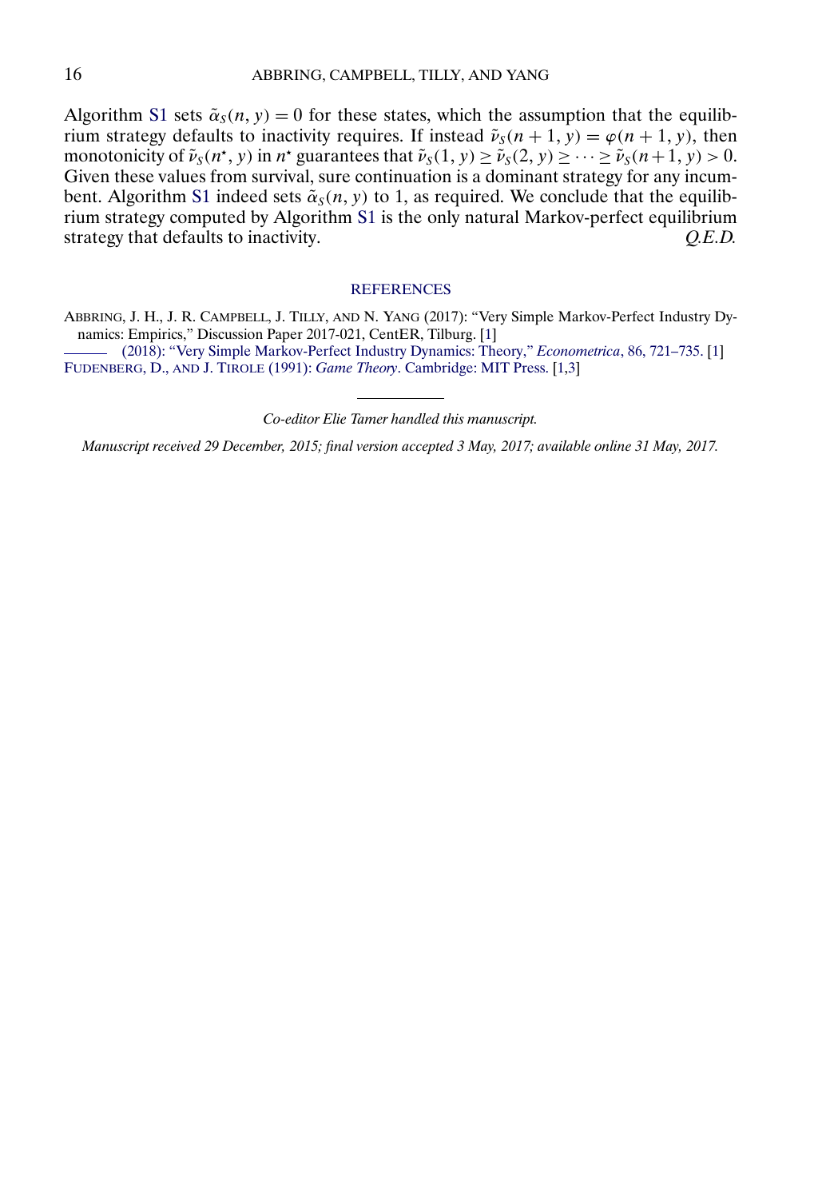Algorithm S1 sets $\tilde{\alpha}_S(n, y) = 0$ for these states, which the assumption that the equilibrium strategy defaults to inactivity requires. If instead $\tilde{\nu}_S(n+1, y) = \varphi(n+1, y)$, then monotonicity of $\tilde{\nu}_S(n^\star, y)$ in $n^\star$ guarantees that $\tilde{\nu}_S(1, y) \geq \tilde{\nu}_S(2, y) \geq \cdots \geq \tilde{\nu}_S(n+1, y) > 0$. Given these values from survival, sure continuation is a dominant strategy for any incumbent. Algorithm S1 indeed sets $\tilde{\alpha}_S(n, y)$ to 1, as required. We conclude that the equilibrium strategy computed by Algorithm S1 is the only natural Markov-perfect equilibrium strategy that defaults to inactivity. *Q.E.D.*

## REFERENCES

ABBRING, J. H., J. R. CAMPBELL, J. TILLY, AND N. YANG (2017): "Very Simple Markov-Perfect Industry Dynamics: Empirics," Discussion Paper 2017-021, CentER, Tilburg. [1]

——— (2018): "Very Simple Markov-Perfect Industry Dynamics: Theory," *Econometrica*, 86, 721–735. [1]

FUDENBERG, D., AND J. TIROLE (1991): *Game Theory*. Cambridge: MIT Press. [1,3]

*Co-editor Elie Tamer handled this manuscript.*

*Manuscript received 29 December, 2015; final version accepted 3 May, 2017; available online 31 May, 2017.*